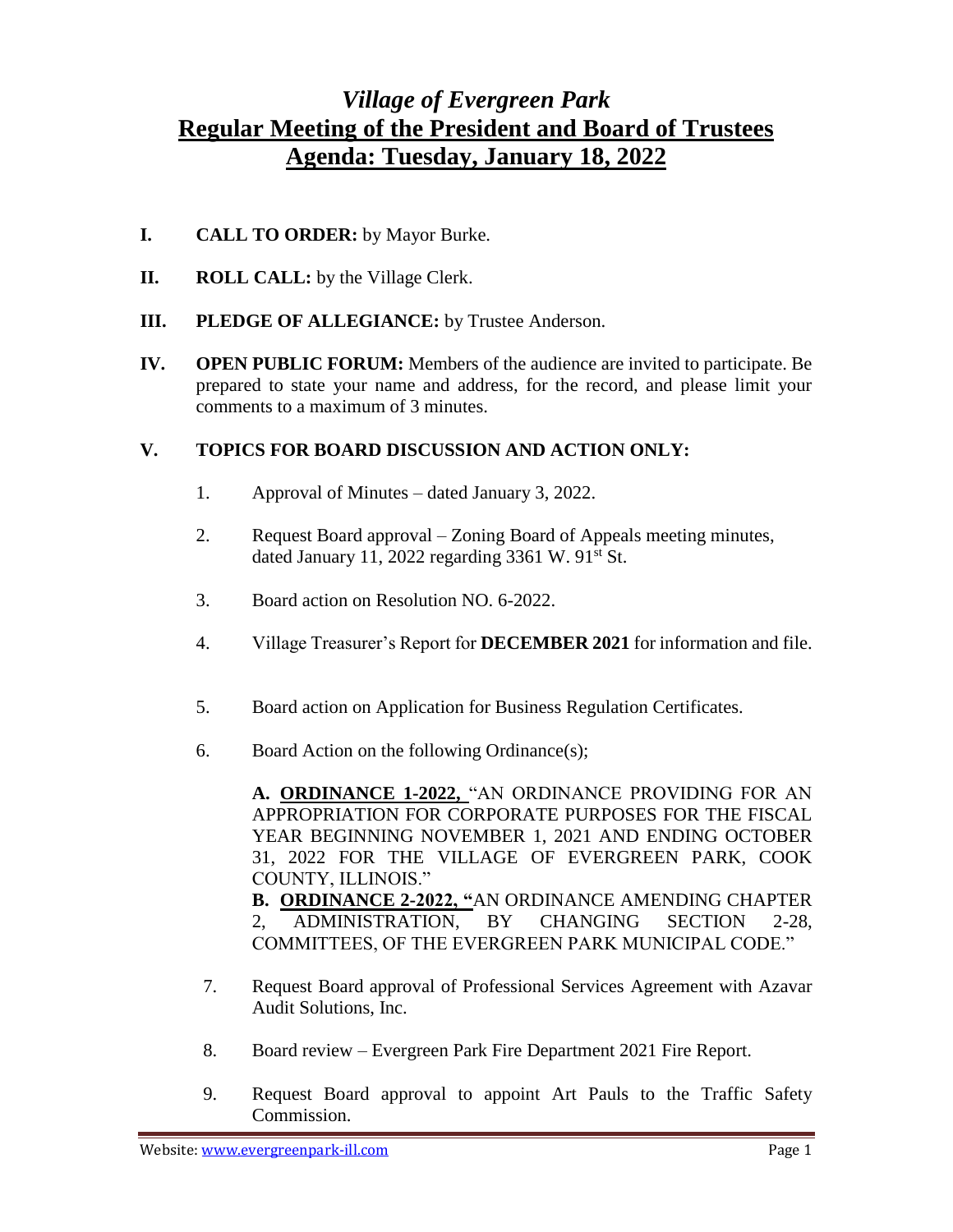# *Village of Evergreen Park*

## Regular Meeting of the President and Board of Trustees

## Agenda: Tuesday, January 18, 2022

**I. CALL TO ORDER:** by Mayor Burke.

**II. ROLL CALL:** by the Village Clerk.

**III. PLEDGE OF ALLEGIANCE:** by Trustee Anderson.

**IV. OPEN PUBLIC FORUM:** Members of the audience are invited to participate. Be prepared to state your name and address, for the record, and please limit your comments to a maximum of 3 minutes.

**V. TOPICS FOR BOARD DISCUSSION AND ACTION ONLY:**

1. Approval of Minutes – dated January 3, 2022.

2. Request Board approval – Zoning Board of Appeals meeting minutes, dated January 11, 2022 regarding 3361 W. 91st St.

3. Board action on Resolution NO. 6-2022.

4. Village Treasurer's Report for **DECEMBER 2021** for information and file.

5. Board action on Application for Business Regulation Certificates.

6. Board Action on the following Ordinance(s);

   **A. ORDINANCE 1-2022,** "AN ORDINANCE PROVIDING FOR AN APPROPRIATION FOR CORPORATE PURPOSES FOR THE FISCAL YEAR BEGINNING NOVEMBER 1, 2021 AND ENDING OCTOBER 31, 2022 FOR THE VILLAGE OF EVERGREEN PARK, COOK COUNTY, ILLINOIS."

   **B. ORDINANCE 2-2022,** "AN ORDINANCE AMENDING CHAPTER 2, ADMINISTRATION, BY CHANGING SECTION 2-28, COMMITTEES, OF THE EVERGREEN PARK MUNICIPAL CODE."

7. Request Board approval of Professional Services Agreement with Azavar Audit Solutions, Inc.

8. Board review – Evergreen Park Fire Department 2021 Fire Report.

9. Request Board approval to appoint Art Pauls to the Traffic Safety Commission.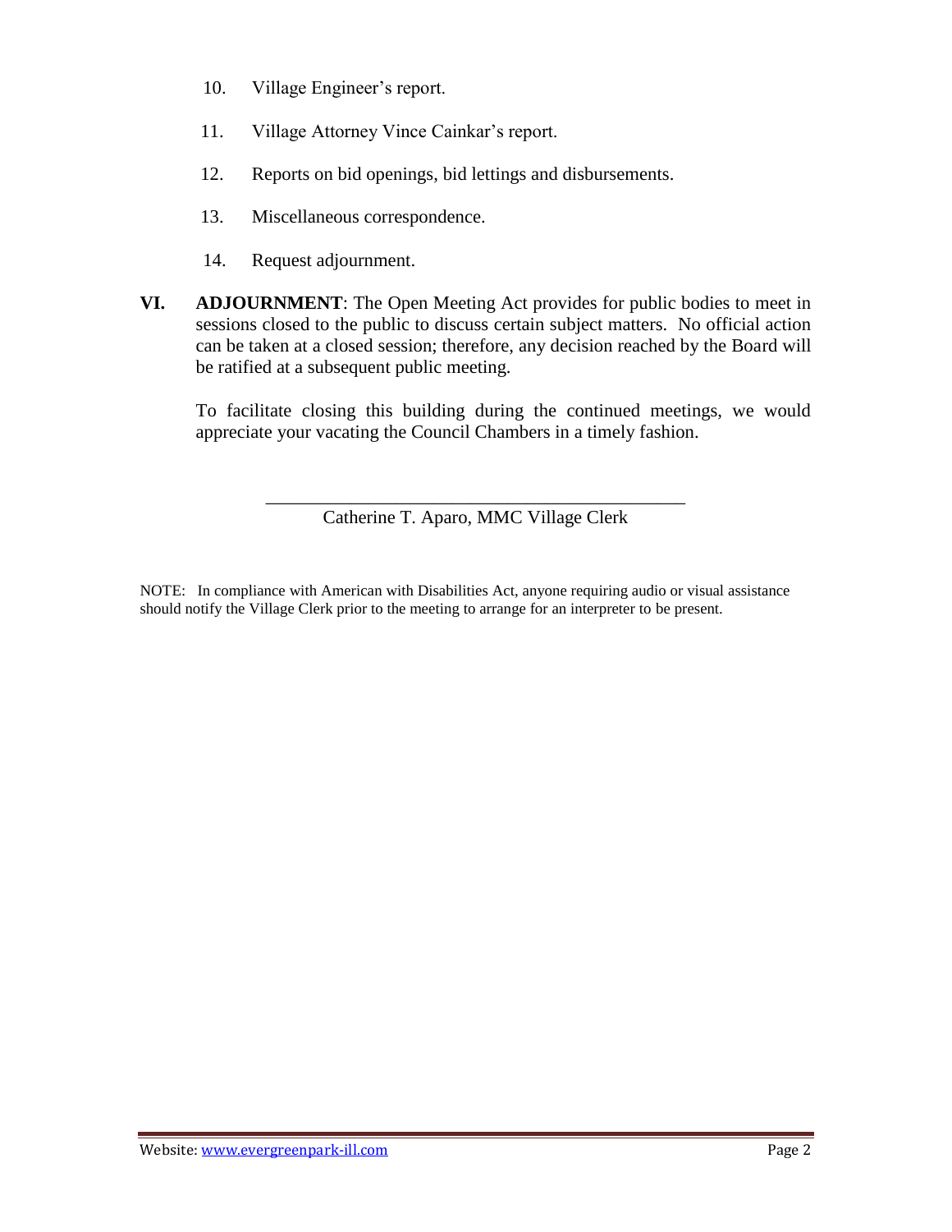10. Village Engineer's report.

11. Village Attorney Vince Cainkar's report.

12. Reports on bid openings, bid lettings and disbursements.

13. Miscellaneous correspondence.

14. Request adjournment.

**VI. ADJOURNMENT**: The Open Meeting Act provides for public bodies to meet in sessions closed to the public to discuss certain subject matters. No official action can be taken at a closed session; therefore, any decision reached by the Board will be ratified at a subsequent public meeting.

To facilitate closing this building during the continued meetings, we would appreciate your vacating the Council Chambers in a timely fashion.

______________________________________________
Catherine T. Aparo, MMC Village Clerk

NOTE: In compliance with American with Disabilities Act, anyone requiring audio or visual assistance should notify the Village Clerk prior to the meeting to arrange for an interpreter to be present.